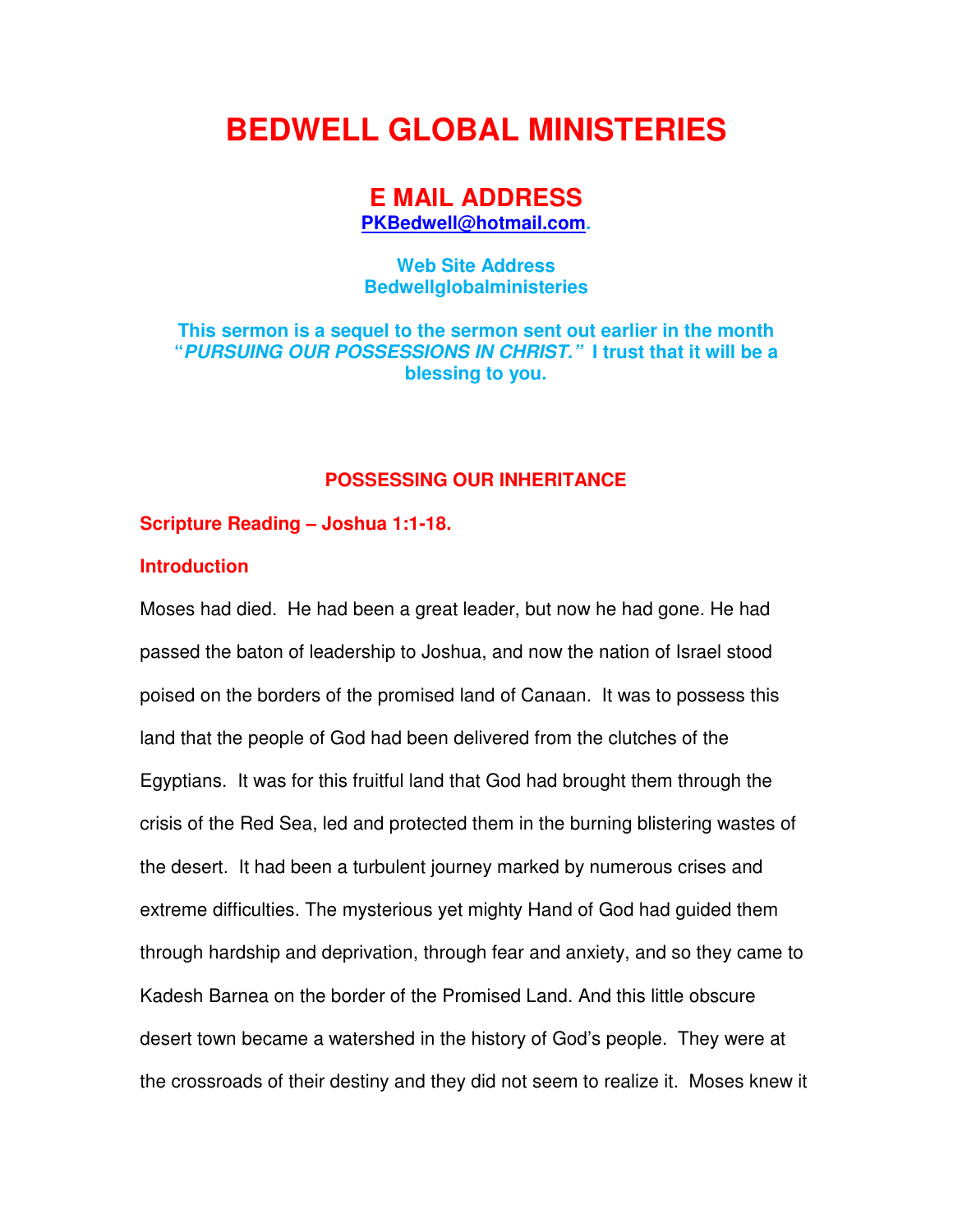# BEDWELL GLOBAL MINISTERIES

## E MAIL ADDRESS

**PKBedwell@hotmail.com.**

**Web Site Address**
**Bedwellglobalministeries**

**This sermon is a sequel to the sermon sent out earlier in the month "*PURSUING OUR POSSESSIONS IN CHRIST.*" I trust that it will be a blessing to you.**

### POSSESSING OUR INHERITANCE

**Scripture Reading – Joshua 1:1-18.**

**Introduction**

Moses had died. He had been a great leader, but now he had gone. He had passed the baton of leadership to Joshua, and now the nation of Israel stood poised on the borders of the promised land of Canaan. It was to possess this land that the people of God had been delivered from the clutches of the Egyptians. It was for this fruitful land that God had brought them through the crisis of the Red Sea, led and protected them in the burning blistering wastes of the desert. It had been a turbulent journey marked by numerous crises and extreme difficulties. The mysterious yet mighty Hand of God had guided them through hardship and deprivation, through fear and anxiety, and so they came to Kadesh Barnea on the border of the Promised Land. And this little obscure desert town became a watershed in the history of God's people. They were at the crossroads of their destiny and they did not seem to realize it. Moses knew it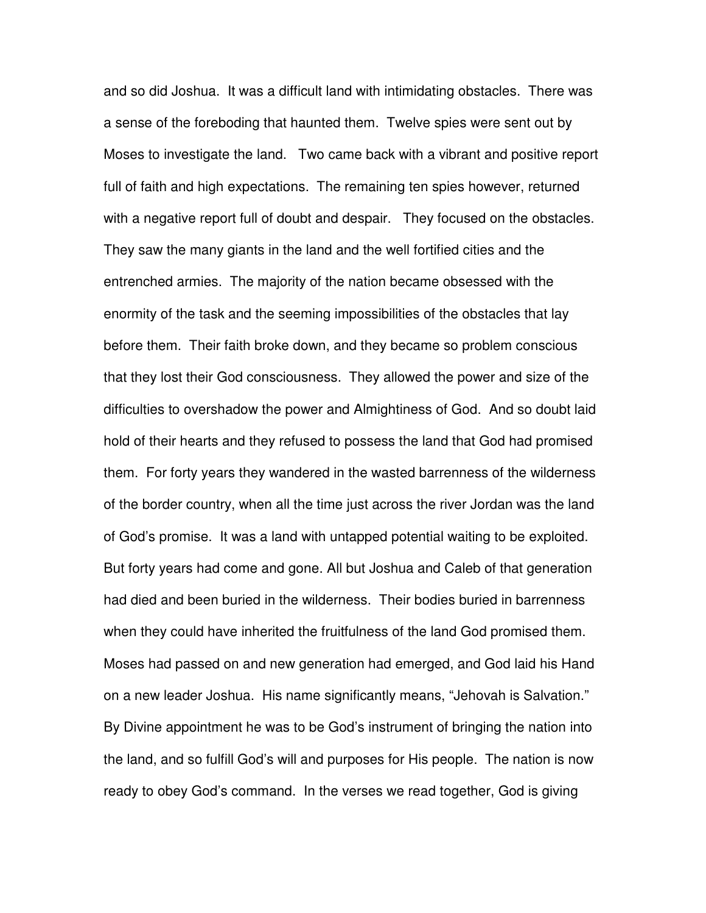and so did Joshua. It was a difficult land with intimidating obstacles. There was a sense of the foreboding that haunted them. Twelve spies were sent out by Moses to investigate the land. Two came back with a vibrant and positive report full of faith and high expectations. The remaining ten spies however, returned with a negative report full of doubt and despair. They focused on the obstacles. They saw the many giants in the land and the well fortified cities and the entrenched armies. The majority of the nation became obsessed with the enormity of the task and the seeming impossibilities of the obstacles that lay before them. Their faith broke down, and they became so problem conscious that they lost their God consciousness. They allowed the power and size of the difficulties to overshadow the power and Almightiness of God. And so doubt laid hold of their hearts and they refused to possess the land that God had promised them. For forty years they wandered in the wasted barrenness of the wilderness of the border country, when all the time just across the river Jordan was the land of God's promise. It was a land with untapped potential waiting to be exploited. But forty years had come and gone. All but Joshua and Caleb of that generation had died and been buried in the wilderness. Their bodies buried in barrenness when they could have inherited the fruitfulness of the land God promised them. Moses had passed on and new generation had emerged, and God laid his Hand on a new leader Joshua. His name significantly means, "Jehovah is Salvation." By Divine appointment he was to be God's instrument of bringing the nation into the land, and so fulfill God's will and purposes for His people. The nation is now ready to obey God's command. In the verses we read together, God is giving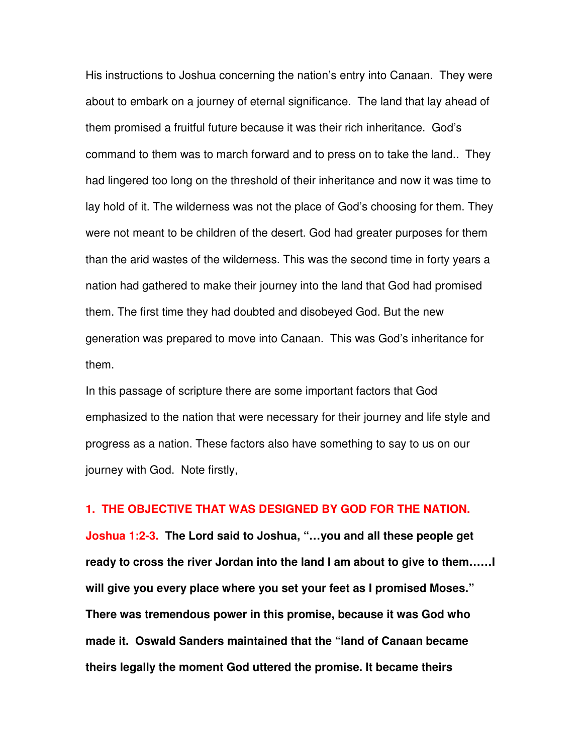His instructions to Joshua concerning the nation's entry into Canaan. They were about to embark on a journey of eternal significance. The land that lay ahead of them promised a fruitful future because it was their rich inheritance. God's command to them was to march forward and to press on to take the land.. They had lingered too long on the threshold of their inheritance and now it was time to lay hold of it. The wilderness was not the place of God's choosing for them. They were not meant to be children of the desert. God had greater purposes for them than the arid wastes of the wilderness. This was the second time in forty years a nation had gathered to make their journey into the land that God had promised them. The first time they had doubted and disobeyed God. But the new generation was prepared to move into Canaan. This was God's inheritance for them.

In this passage of scripture there are some important factors that God emphasized to the nation that were necessary for their journey and life style and progress as a nation. These factors also have something to say to us on our journey with God. Note firstly,

**1. THE OBJECTIVE THAT WAS DESIGNED BY GOD FOR THE NATION.**

**Joshua 1:2-3. The Lord said to Joshua, "…you and all these people get ready to cross the river Jordan into the land I am about to give to them……I will give you every place where you set your feet as I promised Moses." There was tremendous power in this promise, because it was God who made it. Oswald Sanders maintained that the "land of Canaan became theirs legally the moment God uttered the promise. It became theirs**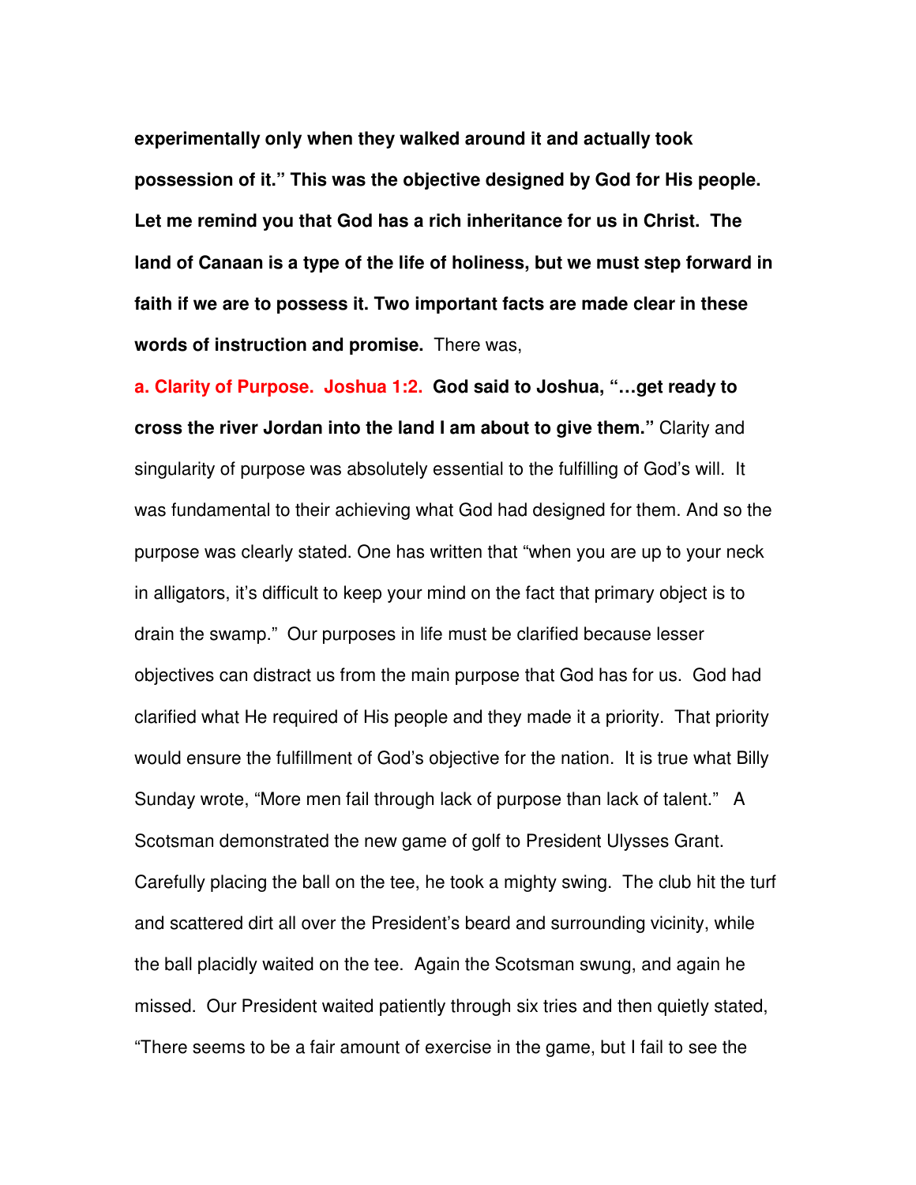**experimentally only when they walked around it and actually took possession of it." This was the objective designed by God for His people. Let me remind you that God has a rich inheritance for us in Christ. The land of Canaan is a type of the life of holiness, but we must step forward in faith if we are to possess it. Two important facts are made clear in these words of instruction and promise.** There was,

**a. Clarity of Purpose. Joshua 1:2. God said to Joshua, "…get ready to cross the river Jordan into the land I am about to give them."** Clarity and singularity of purpose was absolutely essential to the fulfilling of God's will. It was fundamental to their achieving what God had designed for them. And so the purpose was clearly stated. One has written that "when you are up to your neck in alligators, it's difficult to keep your mind on the fact that primary object is to drain the swamp." Our purposes in life must be clarified because lesser objectives can distract us from the main purpose that God has for us. God had clarified what He required of His people and they made it a priority. That priority would ensure the fulfillment of God's objective for the nation. It is true what Billy Sunday wrote, "More men fail through lack of purpose than lack of talent." A Scotsman demonstrated the new game of golf to President Ulysses Grant. Carefully placing the ball on the tee, he took a mighty swing. The club hit the turf and scattered dirt all over the President's beard and surrounding vicinity, while the ball placidly waited on the tee. Again the Scotsman swung, and again he missed. Our President waited patiently through six tries and then quietly stated, "There seems to be a fair amount of exercise in the game, but I fail to see the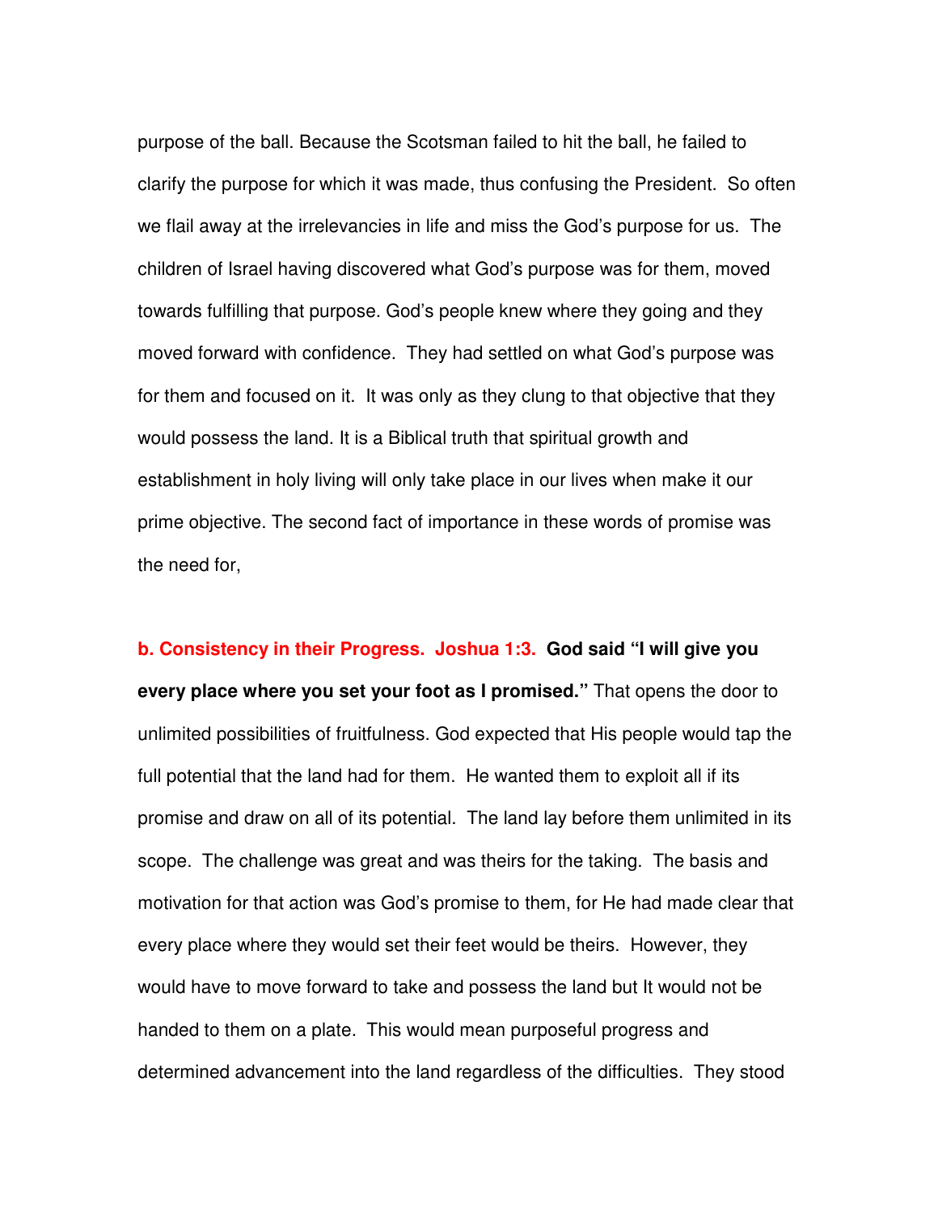purpose of the ball. Because the Scotsman failed to hit the ball, he failed to clarify the purpose for which it was made, thus confusing the President.  So often we flail away at the irrelevancies in life and miss the God's purpose for us.  The children of Israel having discovered what God's purpose was for them, moved towards fulfilling that purpose. God's people knew where they going and they moved forward with confidence.  They had settled on what God's purpose was for them and focused on it.  It was only as they clung to that objective that they would possess the land. It is a Biblical truth that spiritual growth and establishment in holy living will only take place in our lives when make it our prime objective. The second fact of importance in these words of promise was the need for,

**b. Consistency in their Progress.  Joshua 1:3.  God said "I will give you every place where you set your foot as I promised."** That opens the door to unlimited possibilities of fruitfulness. God expected that His people would tap the full potential that the land had for them.  He wanted them to exploit all if its promise and draw on all of its potential.  The land lay before them unlimited in its scope.  The challenge was great and was theirs for the taking.  The basis and motivation for that action was God's promise to them, for He had made clear that every place where they would set their feet would be theirs.  However, they would have to move forward to take and possess the land but It would not be handed to them on a plate.  This would mean purposeful progress and determined advancement into the land regardless of the difficulties.  They stood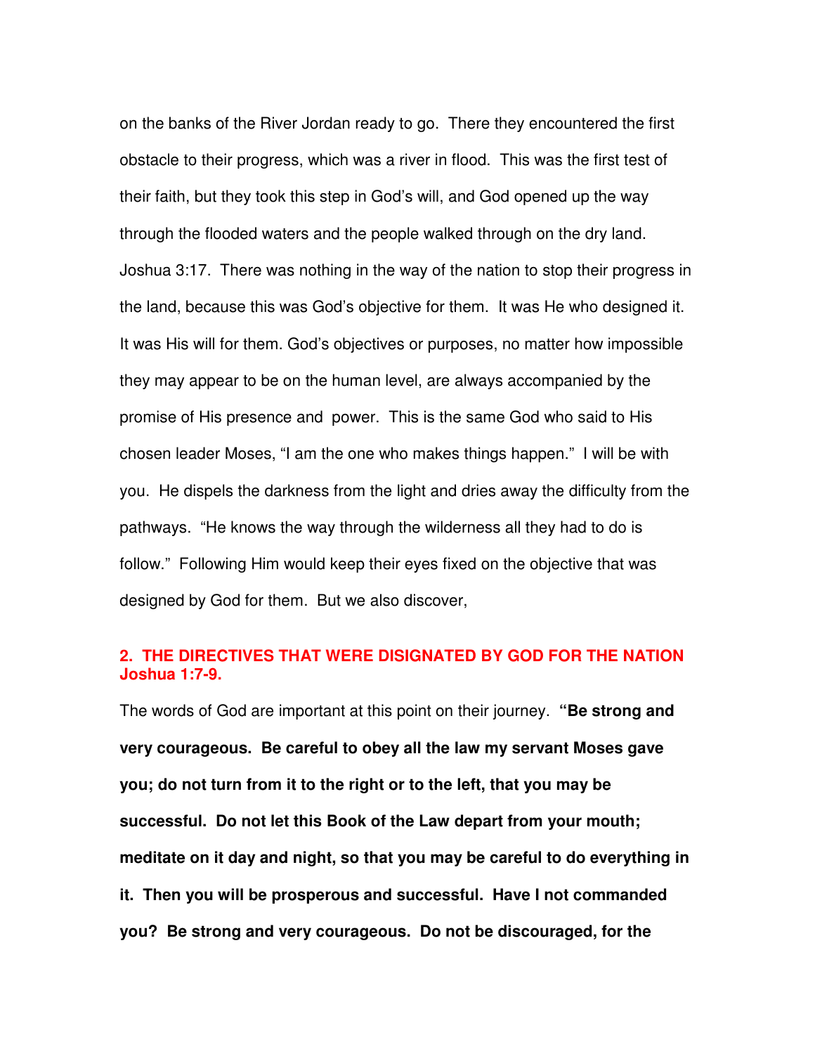on the banks of the River Jordan ready to go. There they encountered the first obstacle to their progress, which was a river in flood. This was the first test of their faith, but they took this step in God's will, and God opened up the way through the flooded waters and the people walked through on the dry land. Joshua 3:17. There was nothing in the way of the nation to stop their progress in the land, because this was God's objective for them. It was He who designed it. It was His will for them. God's objectives or purposes, no matter how impossible they may appear to be on the human level, are always accompanied by the promise of His presence and power. This is the same God who said to His chosen leader Moses, "I am the one who makes things happen." I will be with you. He dispels the darkness from the light and dries away the difficulty from the pathways. "He knows the way through the wilderness all they had to do is follow." Following Him would keep their eyes fixed on the objective that was designed by God for them. But we also discover,

## 2. THE DIRECTIVES THAT WERE DISIGNATED BY GOD FOR THE NATION Joshua 1:7-9.

The words of God are important at this point on their journey. **"Be strong and very courageous. Be careful to obey all the law my servant Moses gave you; do not turn from it to the right or to the left, that you may be successful. Do not let this Book of the Law depart from your mouth; meditate on it day and night, so that you may be careful to do everything in it. Then you will be prosperous and successful. Have I not commanded you? Be strong and very courageous. Do not be discouraged, for the**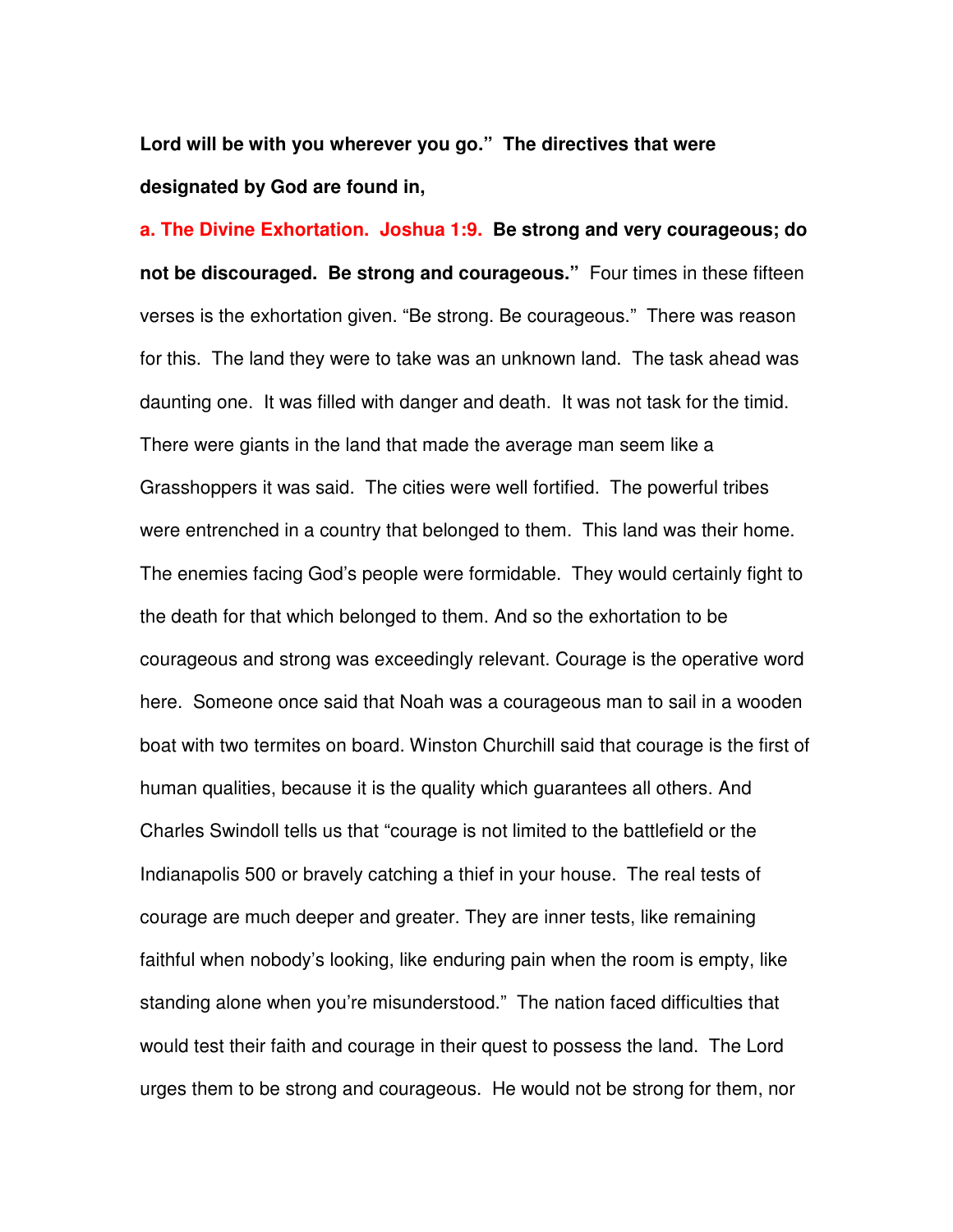**Lord will be with you wherever you go." The directives that were designated by God are found in,**

**a. The Divine Exhortation. Joshua 1:9. Be strong and very courageous; do not be discouraged. Be strong and courageous."** Four times in these fifteen verses is the exhortation given. "Be strong. Be courageous." There was reason for this. The land they were to take was an unknown land. The task ahead was daunting one. It was filled with danger and death. It was not task for the timid. There were giants in the land that made the average man seem like a Grasshoppers it was said. The cities were well fortified. The powerful tribes were entrenched in a country that belonged to them. This land was their home. The enemies facing God's people were formidable. They would certainly fight to the death for that which belonged to them. And so the exhortation to be courageous and strong was exceedingly relevant. Courage is the operative word here. Someone once said that Noah was a courageous man to sail in a wooden boat with two termites on board. Winston Churchill said that courage is the first of human qualities, because it is the quality which guarantees all others. And Charles Swindoll tells us that "courage is not limited to the battlefield or the Indianapolis 500 or bravely catching a thief in your house. The real tests of courage are much deeper and greater. They are inner tests, like remaining faithful when nobody's looking, like enduring pain when the room is empty, like standing alone when you're misunderstood." The nation faced difficulties that would test their faith and courage in their quest to possess the land. The Lord urges them to be strong and courageous. He would not be strong for them, nor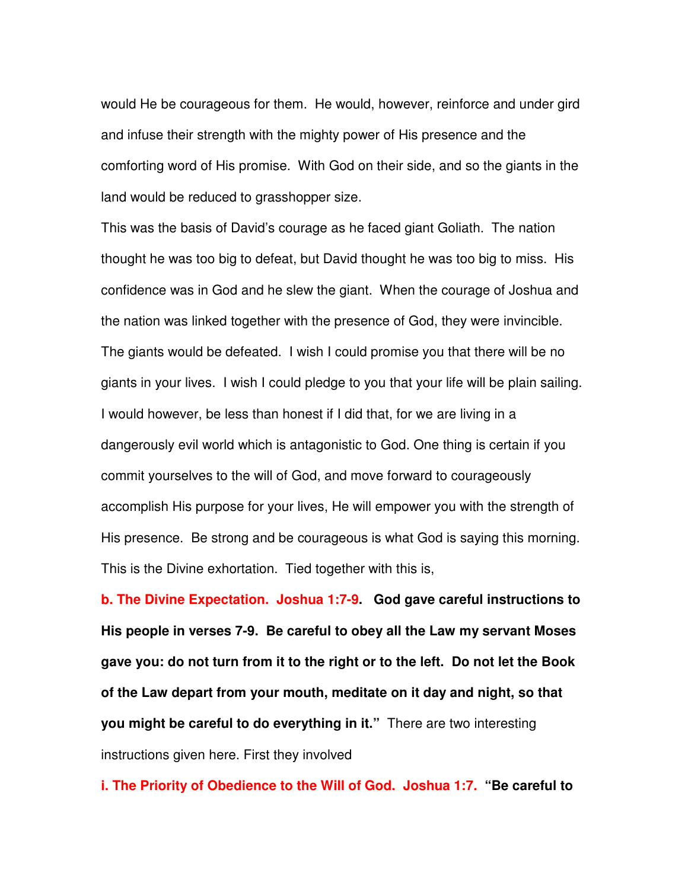would He be courageous for them. He would, however, reinforce and under gird and infuse their strength with the mighty power of His presence and the comforting word of His promise. With God on their side, and so the giants in the land would be reduced to grasshopper size.

This was the basis of David's courage as he faced giant Goliath. The nation thought he was too big to defeat, but David thought he was too big to miss. His confidence was in God and he slew the giant. When the courage of Joshua and the nation was linked together with the presence of God, they were invincible. The giants would be defeated. I wish I could promise you that there will be no giants in your lives. I wish I could pledge to you that your life will be plain sailing. I would however, be less than honest if I did that, for we are living in a dangerously evil world which is antagonistic to God. One thing is certain if you commit yourselves to the will of God, and move forward to courageously accomplish His purpose for your lives, He will empower you with the strength of His presence. Be strong and be courageous is what God is saying this morning. This is the Divine exhortation. Tied together with this is,

**b. The Divine Expectation. Joshua 1:7-9. God gave careful instructions to His people in verses 7-9. Be careful to obey all the Law my servant Moses gave you: do not turn from it to the right or to the left. Do not let the Book of the Law depart from your mouth, meditate on it day and night, so that you might be careful to do everything in it."** There are two interesting instructions given here. First they involved

**i. The Priority of Obedience to the Will of God. Joshua 1:7. "Be careful to**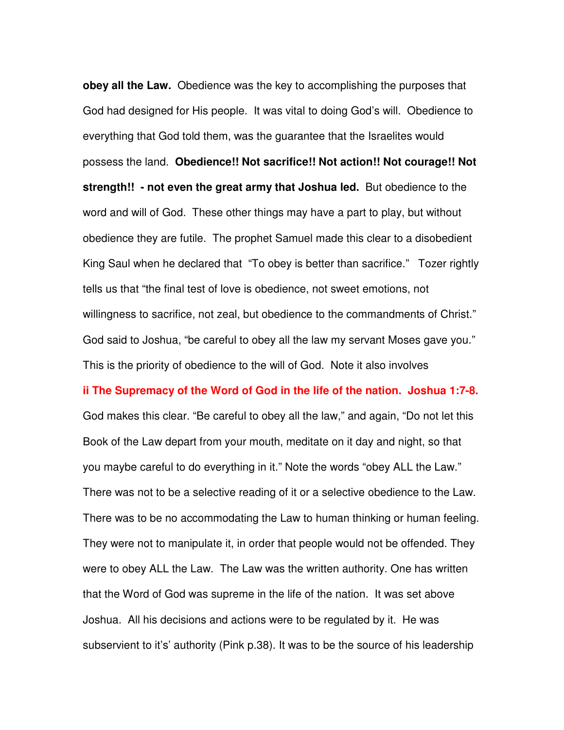**obey all the Law.** Obedience was the key to accomplishing the purposes that God had designed for His people. It was vital to doing God's will. Obedience to everything that God told them, was the guarantee that the Israelites would possess the land. **Obedience!! Not sacrifice!! Not action!! Not courage!! Not strength!! - not even the great army that Joshua led.** But obedience to the word and will of God. These other things may have a part to play, but without obedience they are futile. The prophet Samuel made this clear to a disobedient King Saul when he declared that "To obey is better than sacrifice." Tozer rightly tells us that "the final test of love is obedience, not sweet emotions, not willingness to sacrifice, not zeal, but obedience to the commandments of Christ." God said to Joshua, "be careful to obey all the law my servant Moses gave you." This is the priority of obedience to the will of God. Note it also involves

**ii The Supremacy of the Word of God in the life of the nation. Joshua 1:7-8.**

God makes this clear. "Be careful to obey all the law," and again, "Do not let this Book of the Law depart from your mouth, meditate on it day and night, so that you maybe careful to do everything in it." Note the words "obey ALL the Law." There was not to be a selective reading of it or a selective obedience to the Law. There was to be no accommodating the Law to human thinking or human feeling. They were not to manipulate it, in order that people would not be offended. They were to obey ALL the Law. The Law was the written authority. One has written that the Word of God was supreme in the life of the nation. It was set above Joshua. All his decisions and actions were to be regulated by it. He was subservient to it's' authority (Pink p.38). It was to be the source of his leadership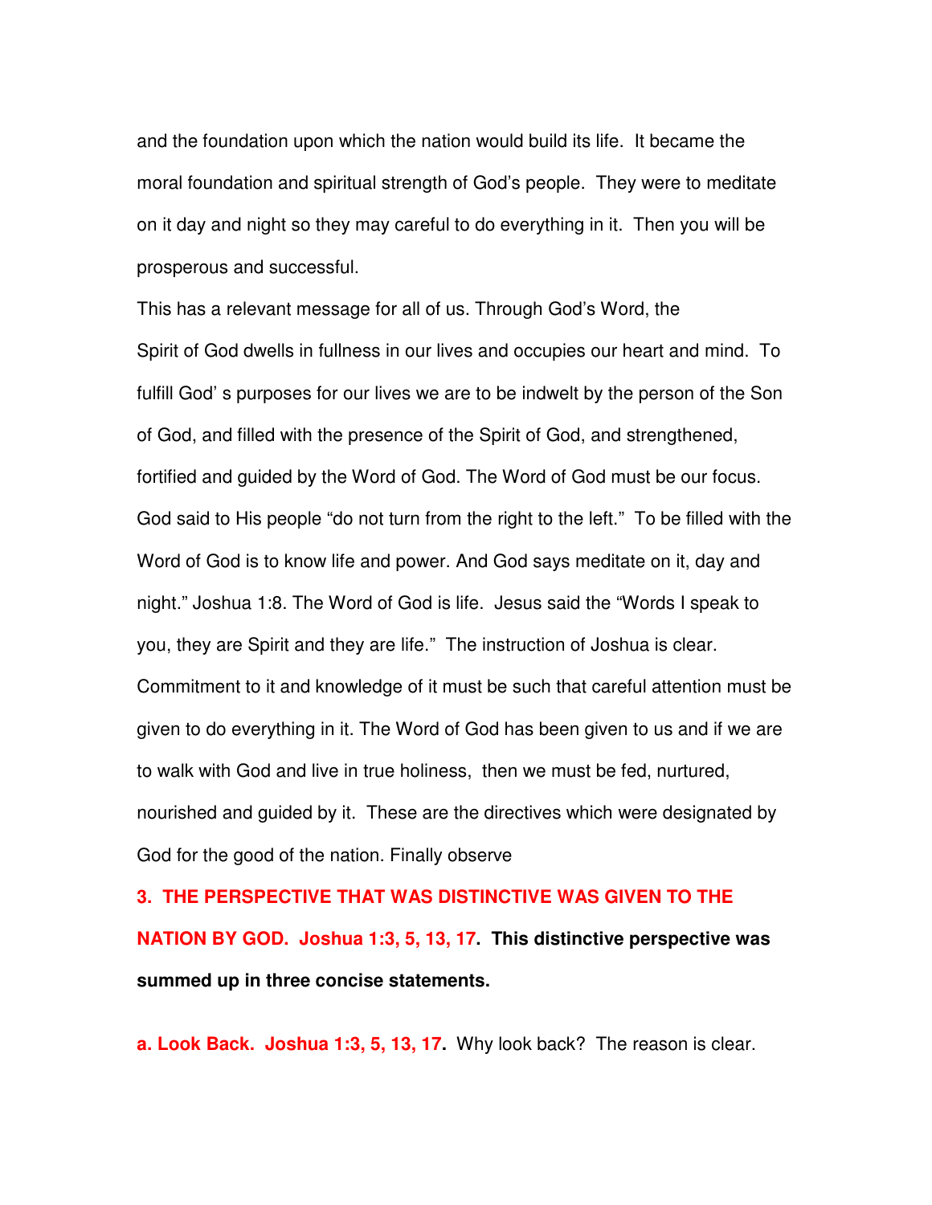and the foundation upon which the nation would build its life. It became the moral foundation and spiritual strength of God's people. They were to meditate on it day and night so they may careful to do everything in it. Then you will be prosperous and successful.

This has a relevant message for all of us. Through God's Word, the Spirit of God dwells in fullness in our lives and occupies our heart and mind. To fulfill God' s purposes for our lives we are to be indwelt by the person of the Son of God, and filled with the presence of the Spirit of God, and strengthened, fortified and guided by the Word of God. The Word of God must be our focus. God said to His people "do not turn from the right to the left." To be filled with the Word of God is to know life and power. And God says meditate on it, day and night." Joshua 1:8. The Word of God is life. Jesus said the "Words I speak to you, they are Spirit and they are life." The instruction of Joshua is clear. Commitment to it and knowledge of it must be such that careful attention must be given to do everything in it. The Word of God has been given to us and if we are to walk with God and live in true holiness, then we must be fed, nurtured, nourished and guided by it. These are the directives which were designated by God for the good of the nation. Finally observe

**3. THE PERSPECTIVE THAT WAS DISTINCTIVE WAS GIVEN TO THE NATION BY GOD. Joshua 1:3, 5, 13, 17. This distinctive perspective was summed up in three concise statements.**

**a. Look Back. Joshua 1:3, 5, 13, 17.** Why look back? The reason is clear.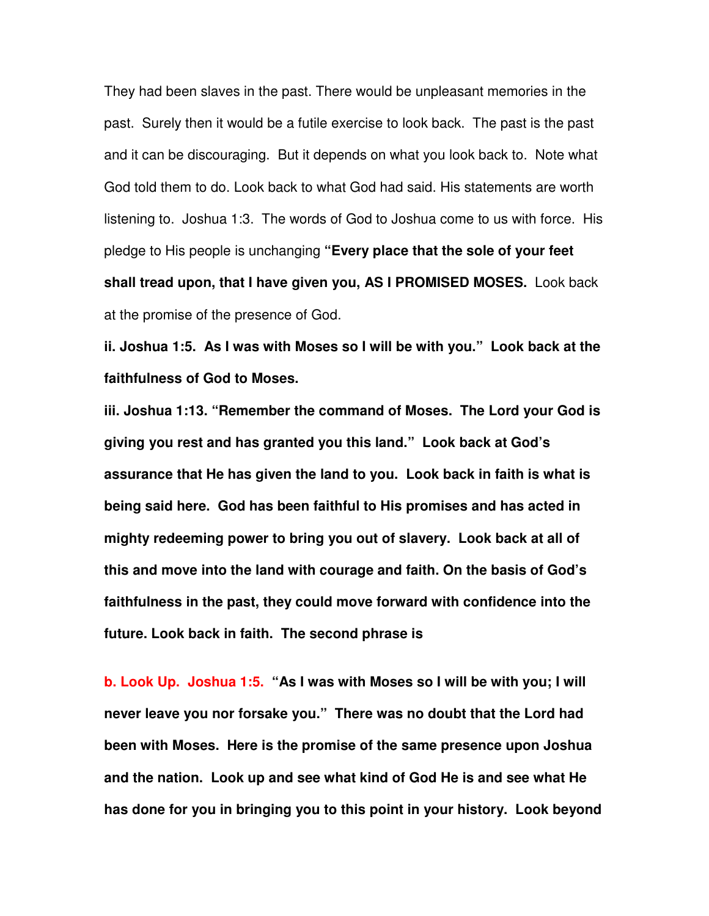They had been slaves in the past. There would be unpleasant memories in the past. Surely then it would be a futile exercise to look back. The past is the past and it can be discouraging. But it depends on what you look back to. Note what God told them to do. Look back to what God had said. His statements are worth listening to. Joshua 1:3. The words of God to Joshua come to us with force. His pledge to His people is unchanging **"Every place that the sole of your feet shall tread upon, that I have given you, AS I PROMISED MOSES.** Look back at the promise of the presence of God.

**ii. Joshua 1:5. As I was with Moses so I will be with you." Look back at the faithfulness of God to Moses.**

**iii. Joshua 1:13. "Remember the command of Moses. The Lord your God is giving you rest and has granted you this land." Look back at God's assurance that He has given the land to you. Look back in faith is what is being said here. God has been faithful to His promises and has acted in mighty redeeming power to bring you out of slavery. Look back at all of this and move into the land with courage and faith. On the basis of God's faithfulness in the past, they could move forward with confidence into the future. Look back in faith. The second phrase is**

**b. Look Up. Joshua 1:5. "As I was with Moses so I will be with you; I will never leave you nor forsake you." There was no doubt that the Lord had been with Moses. Here is the promise of the same presence upon Joshua and the nation. Look up and see what kind of God He is and see what He has done for you in bringing you to this point in your history. Look beyond**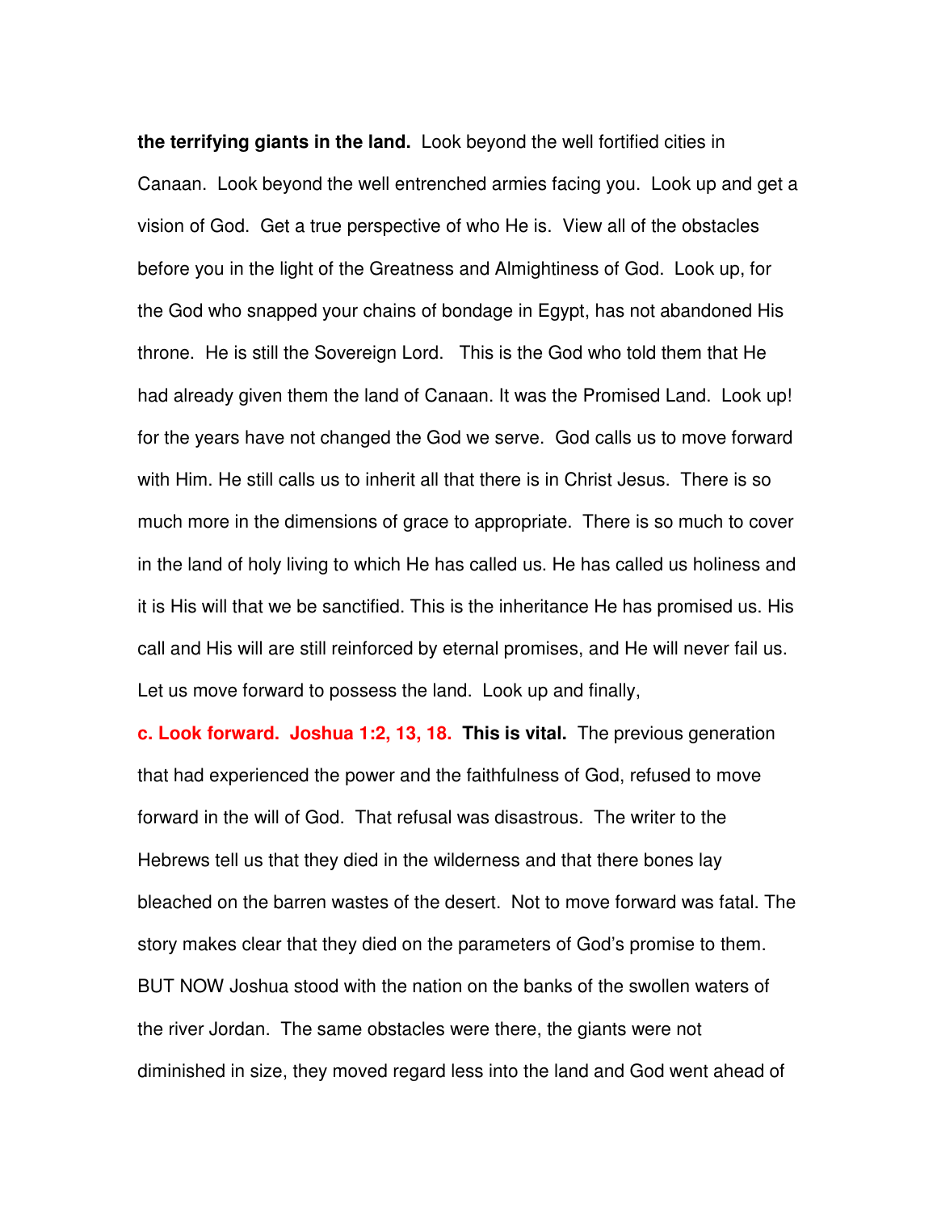**the terrifying giants in the land.** Look beyond the well fortified cities in Canaan. Look beyond the well entrenched armies facing you. Look up and get a vision of God. Get a true perspective of who He is. View all of the obstacles before you in the light of the Greatness and Almightiness of God. Look up, for the God who snapped your chains of bondage in Egypt, has not abandoned His throne. He is still the Sovereign Lord. This is the God who told them that He had already given them the land of Canaan. It was the Promised Land. Look up! for the years have not changed the God we serve. God calls us to move forward with Him. He still calls us to inherit all that there is in Christ Jesus. There is so much more in the dimensions of grace to appropriate. There is so much to cover in the land of holy living to which He has called us. He has called us holiness and it is His will that we be sanctified. This is the inheritance He has promised us. His call and His will are still reinforced by eternal promises, and He will never fail us. Let us move forward to possess the land. Look up and finally,

**c. Look forward. Joshua 1:2, 13, 18. This is vital.** The previous generation that had experienced the power and the faithfulness of God, refused to move forward in the will of God. That refusal was disastrous. The writer to the Hebrews tell us that they died in the wilderness and that there bones lay bleached on the barren wastes of the desert. Not to move forward was fatal. The story makes clear that they died on the parameters of God's promise to them. BUT NOW Joshua stood with the nation on the banks of the swollen waters of the river Jordan. The same obstacles were there, the giants were not diminished in size, they moved regard less into the land and God went ahead of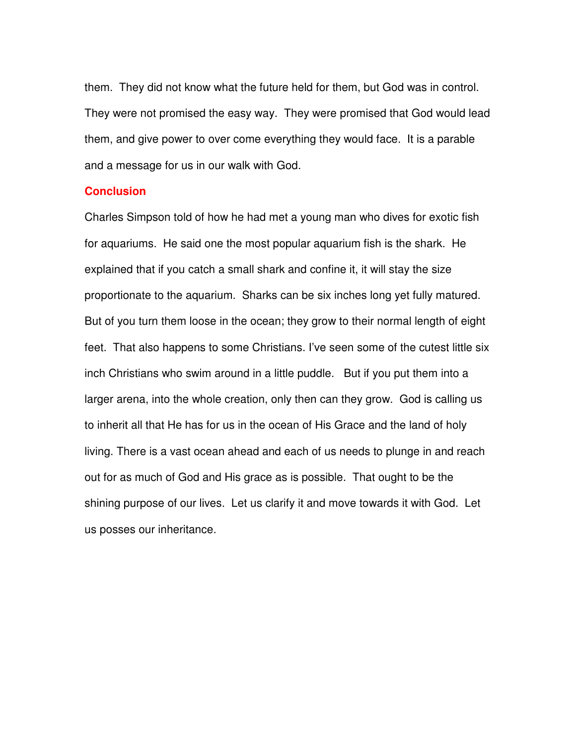them. They did not know what the future held for them, but God was in control. They were not promised the easy way. They were promised that God would lead them, and give power to over come everything they would face. It is a parable and a message for us in our walk with God.

## Conclusion

Charles Simpson told of how he had met a young man who dives for exotic fish for aquariums. He said one the most popular aquarium fish is the shark. He explained that if you catch a small shark and confine it, it will stay the size proportionate to the aquarium. Sharks can be six inches long yet fully matured. But of you turn them loose in the ocean; they grow to their normal length of eight feet. That also happens to some Christians. I've seen some of the cutest little six inch Christians who swim around in a little puddle. But if you put them into a larger arena, into the whole creation, only then can they grow. God is calling us to inherit all that He has for us in the ocean of His Grace and the land of holy living. There is a vast ocean ahead and each of us needs to plunge in and reach out for as much of God and His grace as is possible. That ought to be the shining purpose of our lives. Let us clarify it and move towards it with God. Let us posses our inheritance.